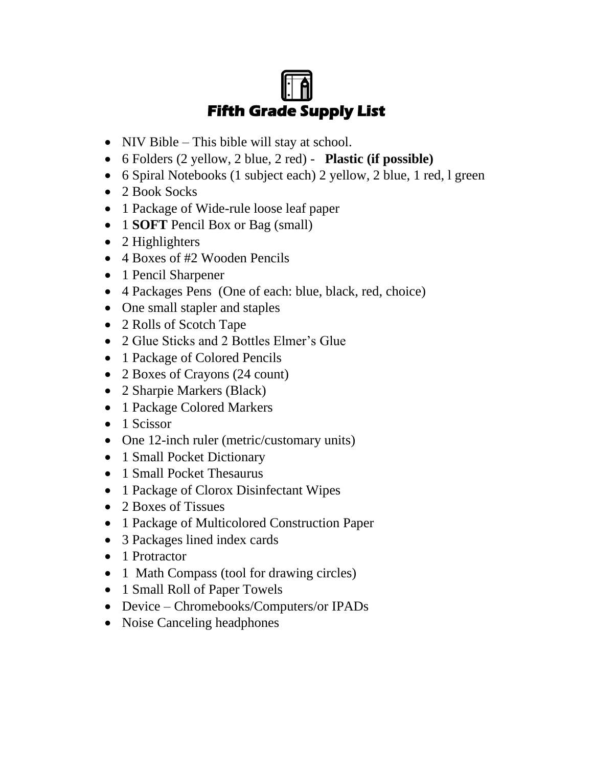# Fifth Grade Supply List

- NIV Bible – This bible will stay at school.
- 6 Folders (2 yellow, 2 blue, 2 red) - **Plastic (if possible)**
- 6 Spiral Notebooks (1 subject each) 2 yellow, 2 blue, 1 red, l green
- 2 Book Socks
- 1 Package of Wide-rule loose leaf paper
- 1 **SOFT** Pencil Box or Bag (small)
- 2 Highlighters
- 4 Boxes of #2 Wooden Pencils
- 1 Pencil Sharpener
- 4 Packages Pens (One of each: blue, black, red, choice)
- One small stapler and staples
- 2 Rolls of Scotch Tape
- 2 Glue Sticks and 2 Bottles Elmer's Glue
- 1 Package of Colored Pencils
- 2 Boxes of Crayons (24 count)
- 2 Sharpie Markers (Black)
- 1 Package Colored Markers
- 1 Scissor
- One 12-inch ruler (metric/customary units)
- 1 Small Pocket Dictionary
- 1 Small Pocket Thesaurus
- 1 Package of Clorox Disinfectant Wipes
- 2 Boxes of Tissues
- 1 Package of Multicolored Construction Paper
- 3 Packages lined index cards
- 1 Protractor
- 1 Math Compass (tool for drawing circles)
- 1 Small Roll of Paper Towels
- Device – Chromebooks/Computers/or IPADs
- Noise Canceling headphones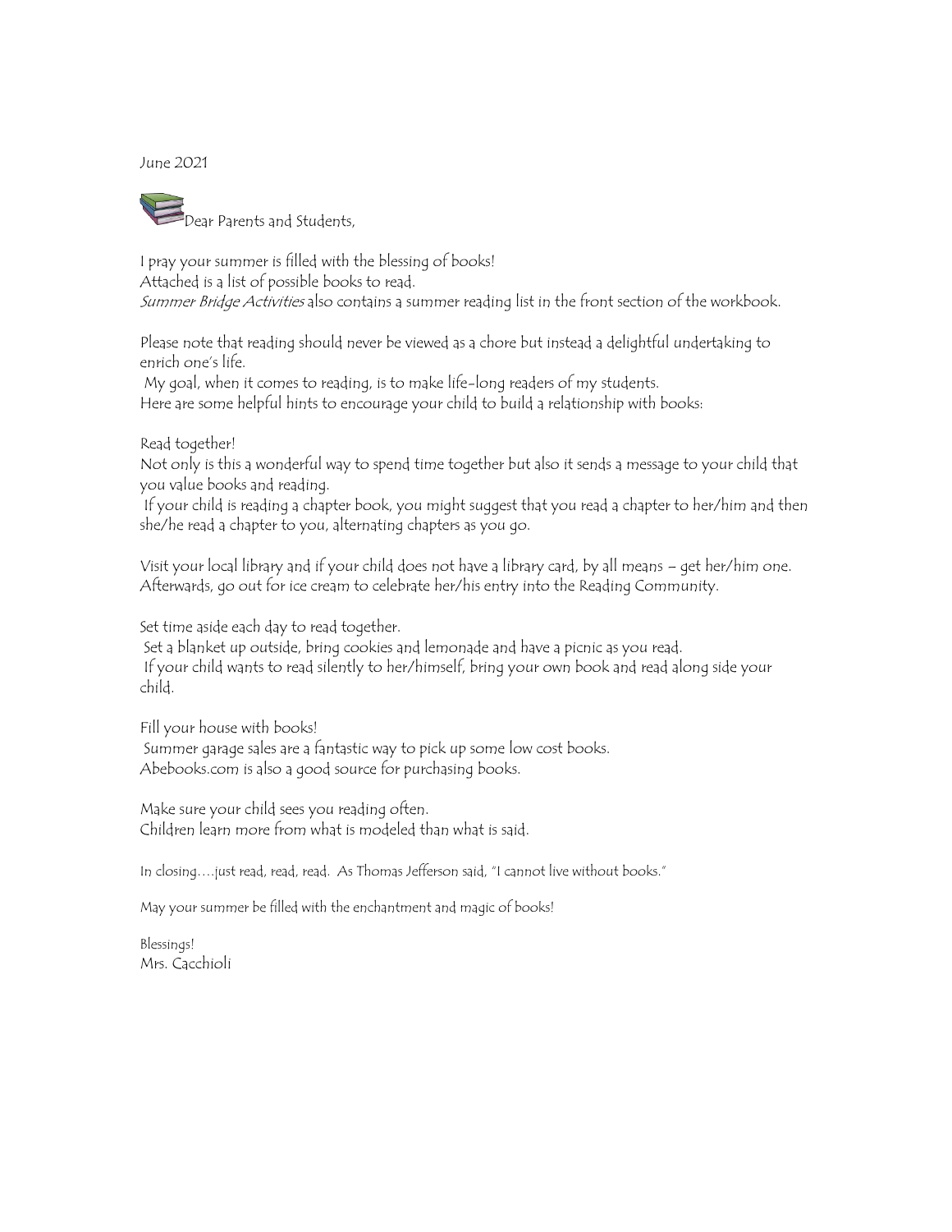June 2021

Dear Parents and Students,

I pray your summer is filled with the blessing of books!
Attached is a list of possible books to read.
*Summer Bridge Activities* also contains a summer reading list in the front section of the workbook.

Please note that reading should never be viewed as a chore but instead a delightful undertaking to enrich one's life.
My goal, when it comes to reading, is to make life-long readers of my students.
Here are some helpful hints to encourage your child to build a relationship with books:

Read together!
Not only is this a wonderful way to spend time together but also it sends a message to your child that you value books and reading.
If your child is reading a chapter book, you might suggest that you read a chapter to her/him and then she/he read a chapter to you, alternating chapters as you go.

Visit your local library and if your child does not have a library card, by all means – get her/him one.
Afterwards, go out for ice cream to celebrate her/his entry into the Reading Community.

Set time aside each day to read together.
Set a blanket up outside, bring cookies and lemonade and have a picnic as you read.
If your child wants to read silently to her/himself, bring your own book and read along side your child.

Fill your house with books!
Summer garage sales are a fantastic way to pick up some low cost books.
Abebooks.com is also a good source for purchasing books.

Make sure your child sees you reading often.
Children learn more from what is modeled than what is said.

In closing….just read, read, read. As Thomas Jefferson said, "I cannot live without books."

May your summer be filled with the enchantment and magic of books!

Blessings!
Mrs. Cacchioli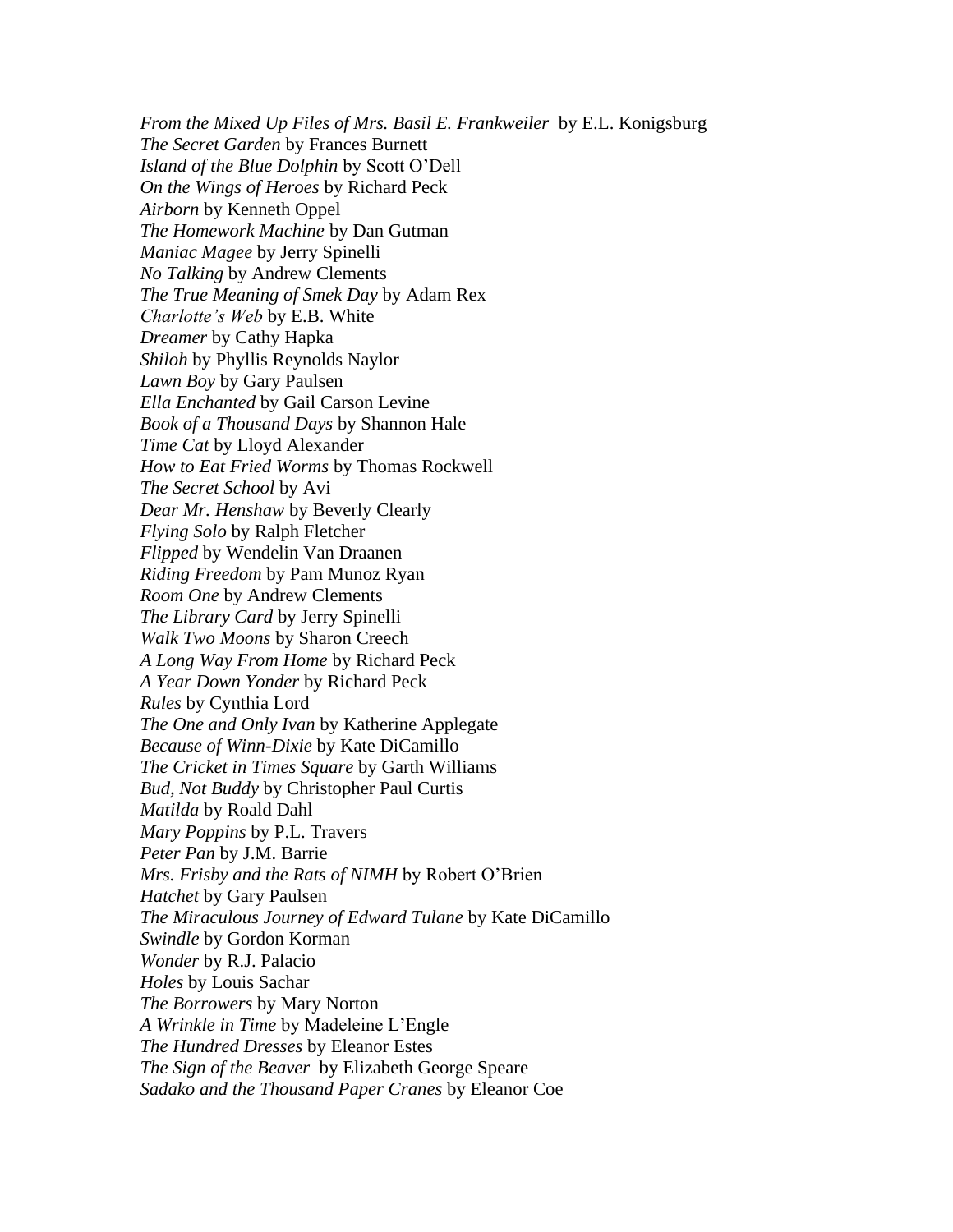*From the Mixed Up Files of Mrs. Basil E. Frankweiler* by E.L. Konigsburg
*The Secret Garden* by Frances Burnett
*Island of the Blue Dolphin* by Scott O'Dell
*On the Wings of Heroes* by Richard Peck
*Airborn* by Kenneth Oppel
*The Homework Machine* by Dan Gutman
*Maniac Magee* by Jerry Spinelli
*No Talking* by Andrew Clements
*The True Meaning of Smek Day* by Adam Rex
*Charlotte's Web* by E.B. White
*Dreamer* by Cathy Hapka
*Shiloh* by Phyllis Reynolds Naylor
*Lawn Boy* by Gary Paulsen
*Ella Enchanted* by Gail Carson Levine
*Book of a Thousand Days* by Shannon Hale
*Time Cat* by Lloyd Alexander
*How to Eat Fried Worms* by Thomas Rockwell
*The Secret School* by Avi
*Dear Mr. Henshaw* by Beverly Clearly
*Flying Solo* by Ralph Fletcher
*Flipped* by Wendelin Van Draanen
*Riding Freedom* by Pam Munoz Ryan
*Room One* by Andrew Clements
*The Library Card* by Jerry Spinelli
*Walk Two Moons* by Sharon Creech
*A Long Way From Home* by Richard Peck
*A Year Down Yonder* by Richard Peck
*Rules* by Cynthia Lord
*The One and Only Ivan* by Katherine Applegate
*Because of Winn-Dixie* by Kate DiCamillo
*The Cricket in Times Square* by Garth Williams
*Bud, Not Buddy* by Christopher Paul Curtis
*Matilda* by Roald Dahl
*Mary Poppins* by P.L. Travers
*Peter Pan* by J.M. Barrie
*Mrs. Frisby and the Rats of NIMH* by Robert O'Brien
*Hatchet* by Gary Paulsen
*The Miraculous Journey of Edward Tulane* by Kate DiCamillo
*Swindle* by Gordon Korman
*Wonder* by R.J. Palacio
*Holes* by Louis Sachar
*The Borrowers* by Mary Norton
*A Wrinkle in Time* by Madeleine L'Engle
*The Hundred Dresses* by Eleanor Estes
*The Sign of the Beaver* by Elizabeth George Speare
*Sadako and the Thousand Paper Cranes* by Eleanor Coe